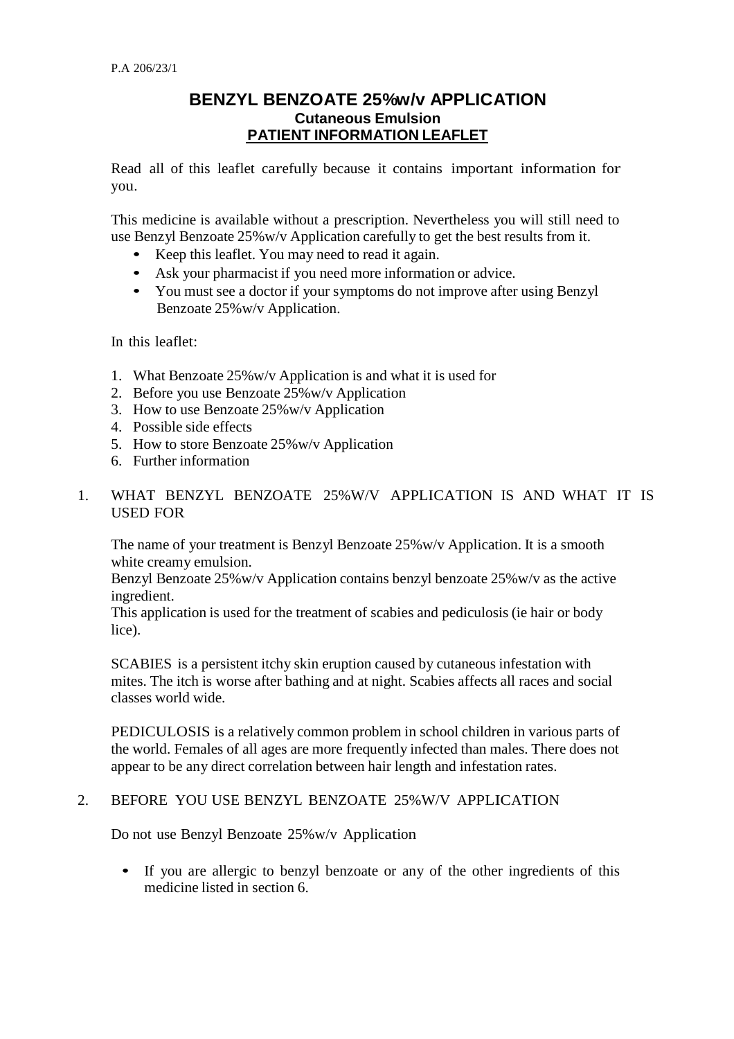P.A 206/23/1

# BENZYL BENZOATE 25%w/v APPLICATION

**Cutaneous Emulsion**

**PATIENT INFORMATION LEAFLET**

Read all of this leaflet carefully because it contains important information for you.

This medicine is available without a prescription. Nevertheless you will still need to use Benzyl Benzoate 25%w/v Application carefully to get the best results from it.

- Keep this leaflet. You may need to read it again.
- Ask your pharmacist if you need more information or advice.
- You must see a doctor if your symptoms do not improve after using Benzyl Benzoate 25%w/v Application.

In this leaflet:

1. What Benzoate 25%w/v Application is and what it is used for
2. Before you use Benzoate 25%w/v Application
3. How to use Benzoate 25%w/v Application
4. Possible side effects
5. How to store Benzoate 25%w/v Application
6. Further information

## 1. WHAT BENZYL BENZOATE 25%W/V APPLICATION IS AND WHAT IT IS USED FOR

The name of your treatment is Benzyl Benzoate 25%w/v Application. It is a smooth white creamy emulsion.

Benzyl Benzoate 25%w/v Application contains benzyl benzoate 25%w/v as the active ingredient.

This application is used for the treatment of scabies and pediculosis (ie hair or body lice).

SCABIES is a persistent itchy skin eruption caused by cutaneous infestation with mites. The itch is worse after bathing and at night. Scabies affects all races and social classes world wide.

PEDICULOSIS is a relatively common problem in school children in various parts of the world. Females of all ages are more frequently infected than males. There does not appear to be any direct correlation between hair length and infestation rates.

## 2. BEFORE YOU USE BENZYL BENZOATE 25%W/V APPLICATION

Do not use Benzyl Benzoate 25%w/v Application

- If you are allergic to benzyl benzoate or any of the other ingredients of this medicine listed in section 6.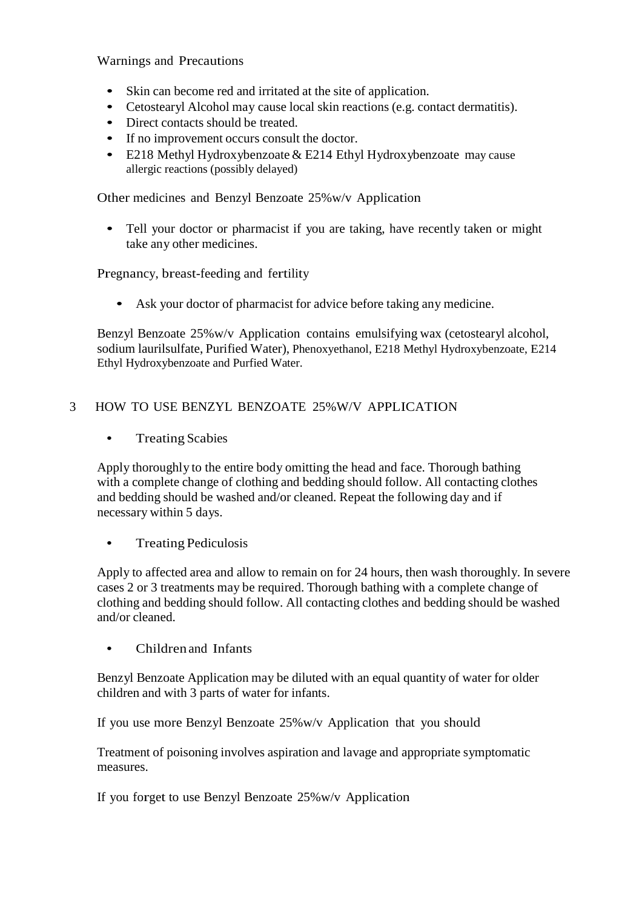Warnings and Precautions

- Skin can become red and irritated at the site of application.
- Cetostearyl Alcohol may cause local skin reactions (e.g. contact dermatitis).
- Direct contacts should be treated.
- If no improvement occurs consult the doctor.
- E218 Methyl Hydroxybenzoate & E214 Ethyl Hydroxybenzoate may cause allergic reactions (possibly delayed)

Other medicines and Benzyl Benzoate 25%w/v Application

- Tell your doctor or pharmacist if you are taking, have recently taken or might take any other medicines.

Pregnancy, breast-feeding and fertility

- Ask your doctor of pharmacist for advice before taking any medicine.

Benzyl Benzoate 25%w/v Application contains emulsifying wax (cetostearyl alcohol, sodium laurilsulfate, Purified Water), Phenoxyethanol, E218 Methyl Hydroxybenzoate, E214 Ethyl Hydroxybenzoate and Purfied Water.

## 3 HOW TO USE BENZYL BENZOATE 25%W/V APPLICATION

- Treating Scabies

Apply thoroughly to the entire body omitting the head and face. Thorough bathing with a complete change of clothing and bedding should follow. All contacting clothes and bedding should be washed and/or cleaned. Repeat the following day and if necessary within 5 days.

- Treating Pediculosis

Apply to affected area and allow to remain on for 24 hours, then wash thoroughly. In severe cases 2 or 3 treatments may be required. Thorough bathing with a complete change of clothing and bedding should follow. All contacting clothes and bedding should be washed and/or cleaned.

- Children and Infants

Benzyl Benzoate Application may be diluted with an equal quantity of water for older children and with 3 parts of water for infants.

If you use more Benzyl Benzoate 25%w/v Application that you should

Treatment of poisoning involves aspiration and lavage and appropriate symptomatic measures.

If you forget to use Benzyl Benzoate 25%w/v Application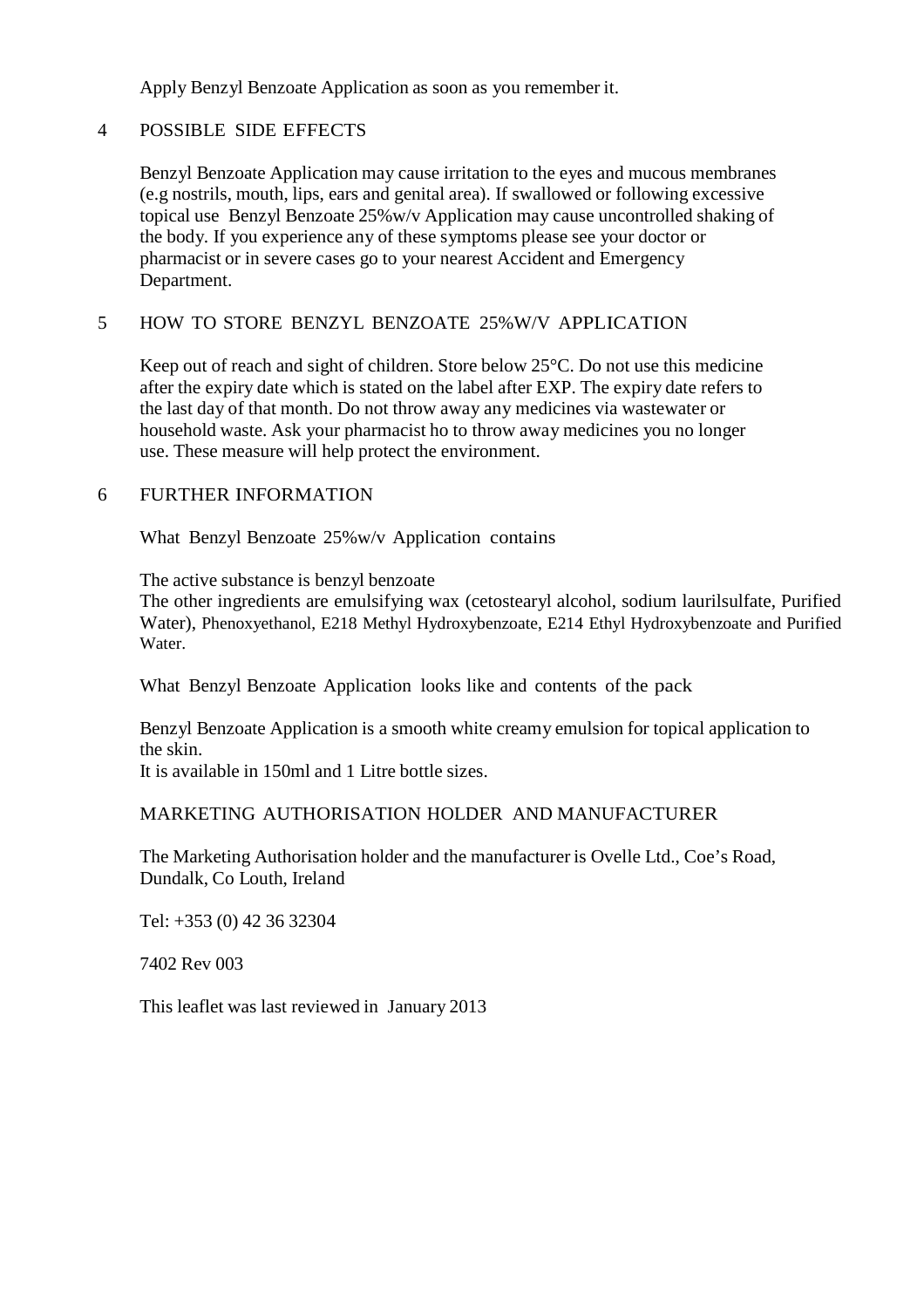Apply Benzyl Benzoate Application as soon as you remember it.

## 4 POSSIBLE SIDE EFFECTS

Benzyl Benzoate Application may cause irritation to the eyes and mucous membranes (e.g nostrils, mouth, lips, ears and genital area). If swallowed or following excessive topical use Benzyl Benzoate 25%w/v Application may cause uncontrolled shaking of the body. If you experience any of these symptoms please see your doctor or pharmacist or in severe cases go to your nearest Accident and Emergency Department.

## 5 HOW TO STORE BENZYL BENZOATE 25%W/V APPLICATION

Keep out of reach and sight of children. Store below 25°C. Do not use this medicine after the expiry date which is stated on the label after EXP. The expiry date refers to the last day of that month. Do not throw away any medicines via wastewater or household waste. Ask your pharmacist ho to throw away medicines you no longer use. These measure will help protect the environment.

## 6 FURTHER INFORMATION

What Benzyl Benzoate 25%w/v Application contains

The active substance is benzyl benzoate
The other ingredients are emulsifying wax (cetostearyl alcohol, sodium laurilsulfate, Purified Water), Phenoxyethanol, E218 Methyl Hydroxybenzoate, E214 Ethyl Hydroxybenzoate and Purified Water.

What Benzyl Benzoate Application looks like and contents of the pack

Benzyl Benzoate Application is a smooth white creamy emulsion for topical application to the skin.
It is available in 150ml and 1 Litre bottle sizes.

MARKETING AUTHORISATION HOLDER AND MANUFACTURER

The Marketing Authorisation holder and the manufacturer is Ovelle Ltd., Coe's Road, Dundalk, Co Louth, Ireland

Tel: +353 (0) 42 36 32304

7402 Rev 003

This leaflet was last reviewed in January 2013